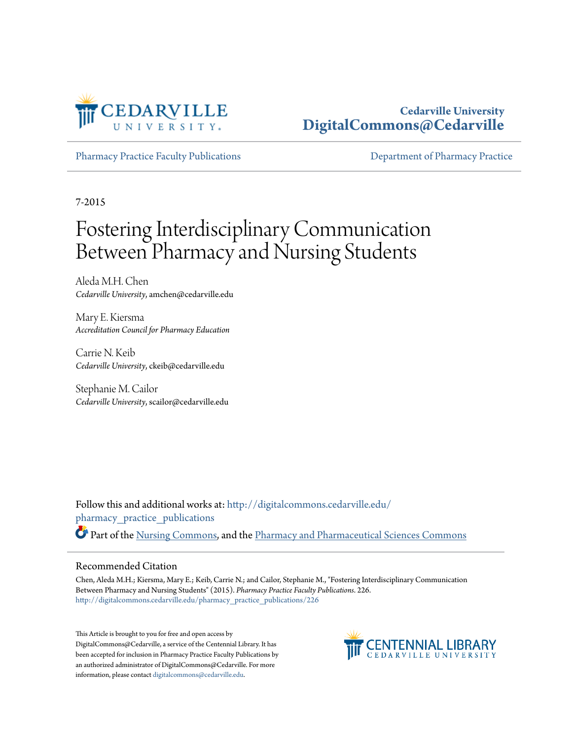Cedarville University
DigitalCommons@Cedarville

Pharmacy Practice Faculty Publications | Department of Pharmacy Practice

7-2015

# Fostering Interdisciplinary Communication Between Pharmacy and Nursing Students

Aleda M.H. Chen
*Cedarville University*, amchen@cedarville.edu

Mary E. Kiersma
*Accreditation Council for Pharmacy Education*

Carrie N. Keib
*Cedarville University*, ckeib@cedarville.edu

Stephanie M. Cailor
*Cedarville University*, scailor@cedarville.edu

Follow this and additional works at: http://digitalcommons.cedarville.edu/pharmacy_practice_publications

Part of the Nursing Commons, and the Pharmacy and Pharmaceutical Sciences Commons

## Recommended Citation

Chen, Aleda M.H.; Kiersma, Mary E.; Keib, Carrie N.; and Cailor, Stephanie M., "Fostering Interdisciplinary Communication Between Pharmacy and Nursing Students" (2015). *Pharmacy Practice Faculty Publications*. 226.
http://digitalcommons.cedarville.edu/pharmacy_practice_publications/226

This Article is brought to you for free and open access by DigitalCommons@Cedarville, a service of the Centennial Library. It has been accepted for inclusion in Pharmacy Practice Faculty Publications by an authorized administrator of DigitalCommons@Cedarville. For more information, please contact digitalcommons@cedarville.edu.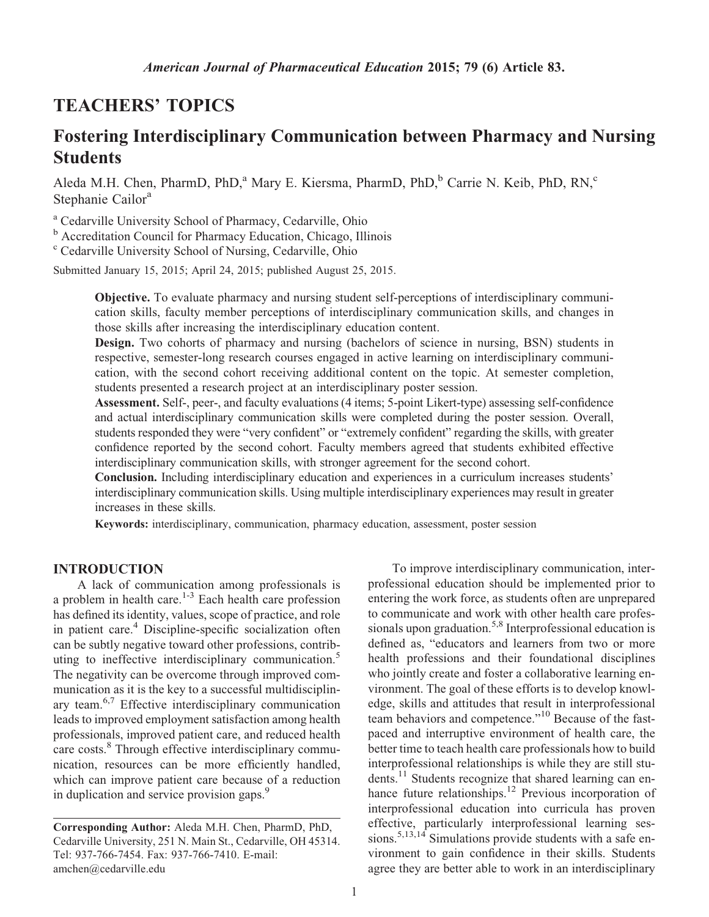# TEACHERS' TOPICS

# Fostering Interdisciplinary Communication between Pharmacy and Nursing Students

Aleda M.H. Chen, PharmD, PhD,[a] Mary E. Kiersma, PharmD, PhD,[b] Carrie N. Keib, PhD, RN,[c] Stephanie Cailor[a]

[a] Cedarville University School of Pharmacy, Cedarville, Ohio
[b] Accreditation Council for Pharmacy Education, Chicago, Illinois
[c] Cedarville University School of Nursing, Cedarville, Ohio

Submitted January 15, 2015; April 24, 2015; published August 25, 2015.

**Objective.** To evaluate pharmacy and nursing student self-perceptions of interdisciplinary communication skills, faculty member perceptions of interdisciplinary communication skills, and changes in those skills after increasing the interdisciplinary education content.

**Design.** Two cohorts of pharmacy and nursing (bachelors of science in nursing, BSN) students in respective, semester-long research courses engaged in active learning on interdisciplinary communication, with the second cohort receiving additional content on the topic. At semester completion, students presented a research project at an interdisciplinary poster session.

**Assessment.** Self-, peer-, and faculty evaluations (4 items; 5-point Likert-type) assessing self-confidence and actual interdisciplinary communication skills were completed during the poster session. Overall, students responded they were "very confident" or "extremely confident" regarding the skills, with greater confidence reported by the second cohort. Faculty members agreed that students exhibited effective interdisciplinary communication skills, with stronger agreement for the second cohort.

**Conclusion.** Including interdisciplinary education and experiences in a curriculum increases students' interdisciplinary communication skills. Using multiple interdisciplinary experiences may result in greater increases in these skills.

**Keywords:** interdisciplinary, communication, pharmacy education, assessment, poster session

## INTRODUCTION

A lack of communication among professionals is a problem in health care.[1-3] Each health care profession has defined its identity, values, scope of practice, and role in patient care.[4] Discipline-specific socialization often can be subtly negative toward other professions, contributing to ineffective interdisciplinary communication.[5] The negativity can be overcome through improved communication as it is the key to a successful multidisciplinary team.[6,7] Effective interdisciplinary communication leads to improved employment satisfaction among health professionals, improved patient care, and reduced health care costs.[8] Through effective interdisciplinary communication, resources can be more efficiently handled, which can improve patient care because of a reduction in duplication and service provision gaps.[9]

To improve interdisciplinary communication, interprofessional education should be implemented prior to entering the work force, as students often are unprepared to communicate and work with other health care professionals upon graduation.[5,8] Interprofessional education is defined as, "educators and learners from two or more health professions and their foundational disciplines who jointly create and foster a collaborative learning environment. The goal of these efforts is to develop knowledge, skills and attitudes that result in interprofessional team behaviors and competence."[10] Because of the fast-paced and interruptive environment of health care, the better time to teach health care professionals how to build interprofessional relationships is while they are still students.[11] Students recognize that shared learning can enhance future relationships.[12] Previous incorporation of interprofessional education into curricula has proven effective, particularly interprofessional learning sessions.[5,13,14] Simulations provide students with a safe environment to gain confidence in their skills. Students agree they are better able to work in an interdisciplinary

**Corresponding Author:** Aleda M.H. Chen, PharmD, PhD, Cedarville University, 251 N. Main St., Cedarville, OH 45314. Tel: 937-766-7454. Fax: 937-766-7410. E-mail: amchen@cedarville.edu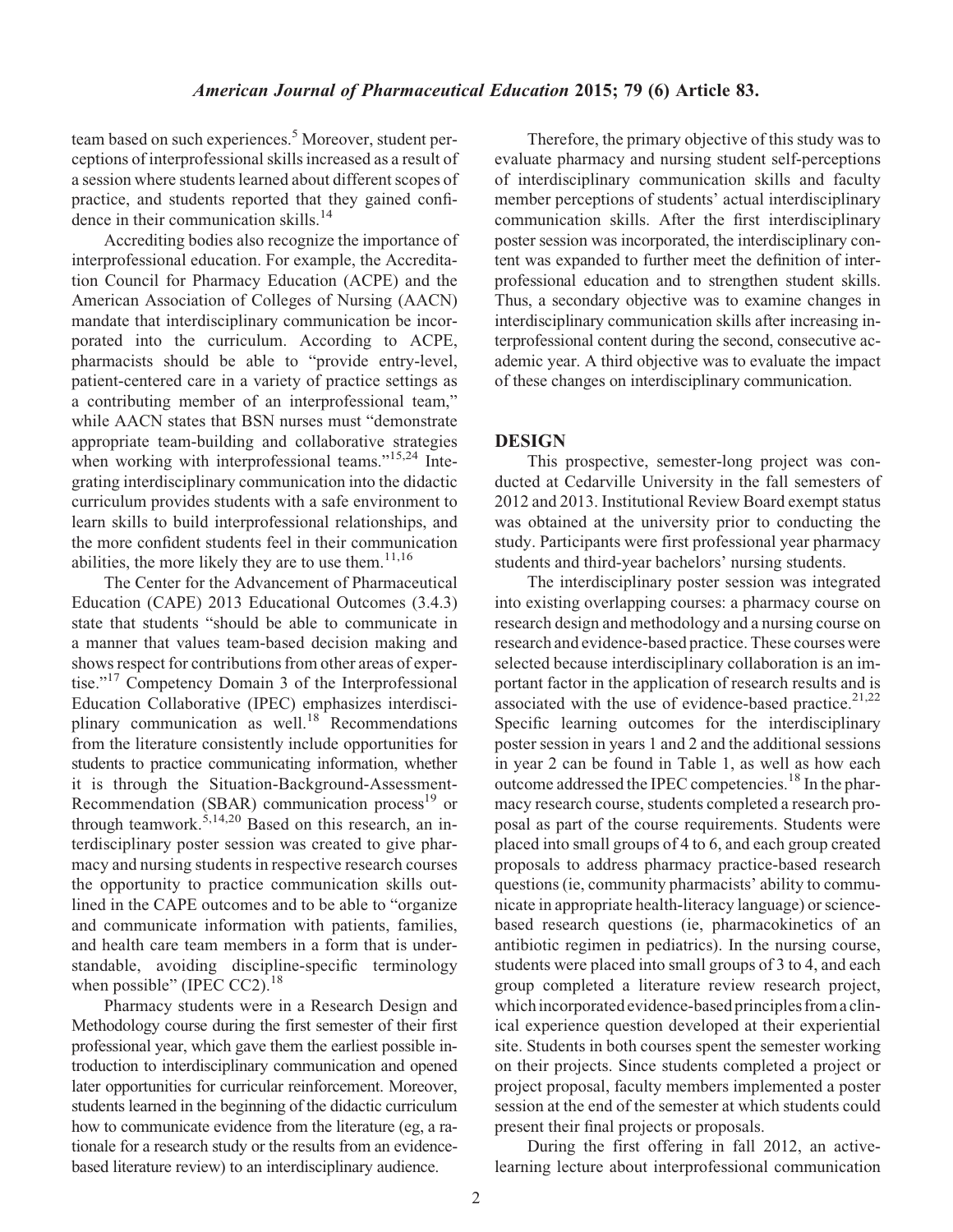team based on such experiences.[5] Moreover, student perceptions of interprofessional skills increased as a result of a session where students learned about different scopes of practice, and students reported that they gained confidence in their communication skills.[14]

Accrediting bodies also recognize the importance of interprofessional education. For example, the Accreditation Council for Pharmacy Education (ACPE) and the American Association of Colleges of Nursing (AACN) mandate that interdisciplinary communication be incorporated into the curriculum. According to ACPE, pharmacists should be able to "provide entry-level, patient-centered care in a variety of practice settings as a contributing member of an interprofessional team," while AACN states that BSN nurses must "demonstrate appropriate team-building and collaborative strategies when working with interprofessional teams."[15,24] Integrating interdisciplinary communication into the didactic curriculum provides students with a safe environment to learn skills to build interprofessional relationships, and the more confident students feel in their communication abilities, the more likely they are to use them.[11,16]

The Center for the Advancement of Pharmaceutical Education (CAPE) 2013 Educational Outcomes (3.4.3) state that students "should be able to communicate in a manner that values team-based decision making and shows respect for contributions from other areas of expertise."[17] Competency Domain 3 of the Interprofessional Education Collaborative (IPEC) emphasizes interdisciplinary communication as well.[18] Recommendations from the literature consistently include opportunities for students to practice communicating information, whether it is through the Situation-Background-Assessment-Recommendation (SBAR) communication process[19] or through teamwork.[5,14,20] Based on this research, an interdisciplinary poster session was created to give pharmacy and nursing students in respective research courses the opportunity to practice communication skills outlined in the CAPE outcomes and to be able to "organize and communicate information with patients, families, and health care team members in a form that is understandable, avoiding discipline-specific terminology when possible" (IPEC CC2).[18]

Pharmacy students were in a Research Design and Methodology course during the first semester of their first professional year, which gave them the earliest possible introduction to interdisciplinary communication and opened later opportunities for curricular reinforcement. Moreover, students learned in the beginning of the didactic curriculum how to communicate evidence from the literature (eg, a rationale for a research study or the results from an evidence-based literature review) to an interdisciplinary audience.

Therefore, the primary objective of this study was to evaluate pharmacy and nursing student self-perceptions of interdisciplinary communication skills and faculty member perceptions of students' actual interdisciplinary communication skills. After the first interdisciplinary poster session was incorporated, the interdisciplinary content was expanded to further meet the definition of interprofessional education and to strengthen student skills. Thus, a secondary objective was to examine changes in interdisciplinary communication skills after increasing interprofessional content during the second, consecutive academic year. A third objective was to evaluate the impact of these changes on interdisciplinary communication.

## DESIGN

This prospective, semester-long project was conducted at Cedarville University in the fall semesters of 2012 and 2013. Institutional Review Board exempt status was obtained at the university prior to conducting the study. Participants were first professional year pharmacy students and third-year bachelors' nursing students.

The interdisciplinary poster session was integrated into existing overlapping courses: a pharmacy course on research design and methodology and a nursing course on research and evidence-based practice. These courses were selected because interdisciplinary collaboration is an important factor in the application of research results and is associated with the use of evidence-based practice.[21,22] Specific learning outcomes for the interdisciplinary poster session in years 1 and 2 and the additional sessions in year 2 can be found in Table 1, as well as how each outcome addressed the IPEC competencies.[18] In the pharmacy research course, students completed a research proposal as part of the course requirements. Students were placed into small groups of 4 to 6, and each group created proposals to address pharmacy practice-based research questions (ie, community pharmacists' ability to communicate in appropriate health-literacy language) or science-based research questions (ie, pharmacokinetics of an antibiotic regimen in pediatrics). In the nursing course, students were placed into small groups of 3 to 4, and each group completed a literature review research project, which incorporated evidence-based principles from a clinical experience question developed at their experiential site. Students in both courses spent the semester working on their projects. Since students completed a project or project proposal, faculty members implemented a poster session at the end of the semester at which students could present their final projects or proposals.

During the first offering in fall 2012, an active-learning lecture about interprofessional communication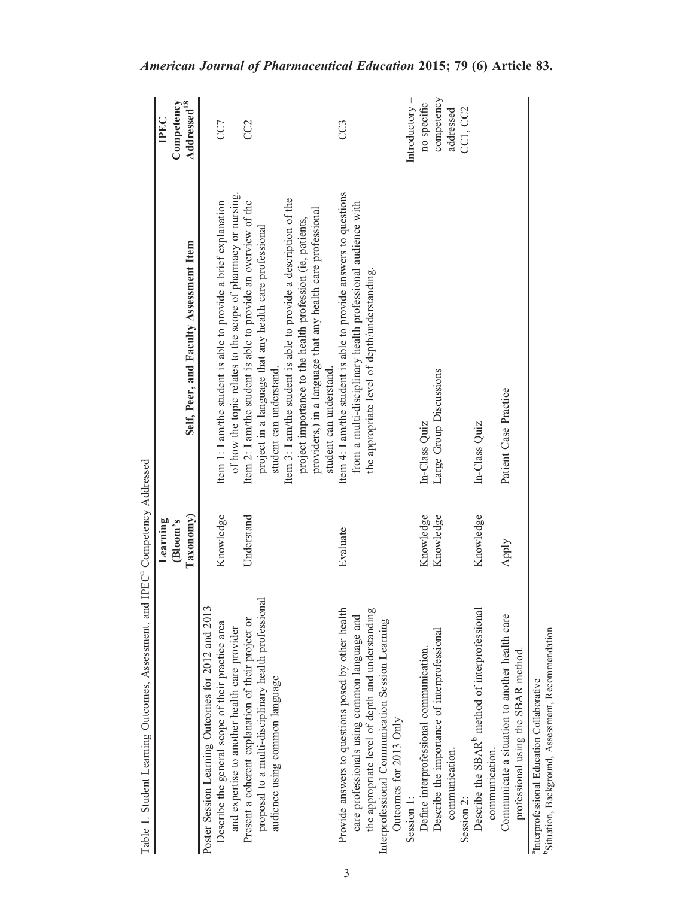Table 1. Student Learning Outcomes, Assessment, and IPEC[a] Competency Addressed

| | Learning (Bloom's Taxonomy) | Self, Peer, and Faculty Assessment Item | IPEC Competency Addressed[18] |
|---|---|---|---|
| Poster Session Learning Outcomes for 2012 and 2013 | | | |
| Describe the general scope of their practice area and expertise to another health care provider | Knowledge | Item 1: I am/the student is able to provide a brief explanation of how the topic relates to the scope of pharmacy or nursing. | CC7 |
| Present a coherent explanation of their project or proposal to a multi-disciplinary health professional audience using common language | Understand | Item 2: I am/the student is able to provide an overview of the project in a language that any health care professional student can understand. Item 3: I am/the student is able to provide a description of the project importance to the health profession (ie, patients, providers,) in a language that any health care professional student can understand. | CC2 |
| Provide answers to questions posed by other health care professionals using common language and the appropriate level of depth and understanding | Evaluate | Item 4: I am/the student is able to provide answers to questions from a multi-disciplinary health professional audience with the appropriate level of depth/understanding. | CC3 |
| Interprofessional Communication Session Learning Outcomes for 2013 Only | | | |
| Session 1: | | | Introductory – no specific competency addressed |
| Define interprofessional communication. | Knowledge | In-Class Quiz | |
| Describe the importance of interprofessional communication. | Knowledge | Large Group Discussions | |
| Session 2: | | | CC1, CC2 |
| Describe the SBAR[b] method of interprofessional communication. | Knowledge | In-Class Quiz | |
| Communicate a situation to another health care professional using the SBAR method. | Apply | Patient Case Practice | |

[a]Interprofessional Education Collaborative
[b]Situation, Background, Assessment, Recommendation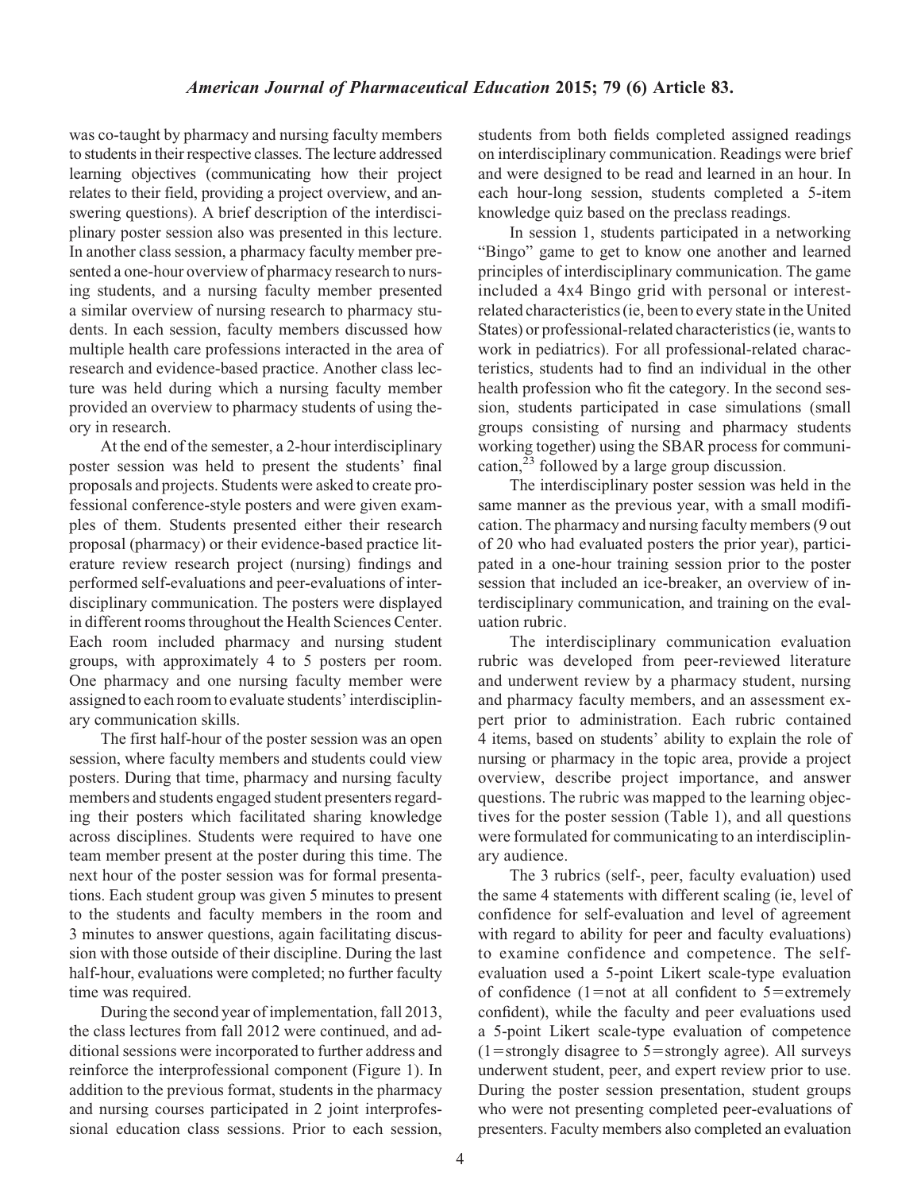was co-taught by pharmacy and nursing faculty members to students in their respective classes. The lecture addressed learning objectives (communicating how their project relates to their field, providing a project overview, and answering questions). A brief description of the interdisciplinary poster session also was presented in this lecture. In another class session, a pharmacy faculty member presented a one-hour overview of pharmacy research to nursing students, and a nursing faculty member presented a similar overview of nursing research to pharmacy students. In each session, faculty members discussed how multiple health care professions interacted in the area of research and evidence-based practice. Another class lecture was held during which a nursing faculty member provided an overview to pharmacy students of using theory in research.

At the end of the semester, a 2-hour interdisciplinary poster session was held to present the students' final proposals and projects. Students were asked to create professional conference-style posters and were given examples of them. Students presented either their research proposal (pharmacy) or their evidence-based practice literature review research project (nursing) findings and performed self-evaluations and peer-evaluations of interdisciplinary communication. The posters were displayed in different rooms throughout the Health Sciences Center. Each room included pharmacy and nursing student groups, with approximately 4 to 5 posters per room. One pharmacy and one nursing faculty member were assigned to each room to evaluate students' interdisciplinary communication skills.

The first half-hour of the poster session was an open session, where faculty members and students could view posters. During that time, pharmacy and nursing faculty members and students engaged student presenters regarding their posters which facilitated sharing knowledge across disciplines. Students were required to have one team member present at the poster during this time. The next hour of the poster session was for formal presentations. Each student group was given 5 minutes to present to the students and faculty members in the room and 3 minutes to answer questions, again facilitating discussion with those outside of their discipline. During the last half-hour, evaluations were completed; no further faculty time was required.

During the second year of implementation, fall 2013, the class lectures from fall 2012 were continued, and additional sessions were incorporated to further address and reinforce the interprofessional component (Figure 1). In addition to the previous format, students in the pharmacy and nursing courses participated in 2 joint interprofessional education class sessions. Prior to each session, students from both fields completed assigned readings on interdisciplinary communication. Readings were brief and were designed to be read and learned in an hour. In each hour-long session, students completed a 5-item knowledge quiz based on the preclass readings.

In session 1, students participated in a networking "Bingo" game to get to know one another and learned principles of interdisciplinary communication. The game included a 4x4 Bingo grid with personal or interest-related characteristics (ie, been to every state in the United States) or professional-related characteristics (ie, wants to work in pediatrics). For all professional-related characteristics, students had to find an individual in the other health profession who fit the category. In the second session, students participated in case simulations (small groups consisting of nursing and pharmacy students working together) using the SBAR process for communication,[23] followed by a large group discussion.

The interdisciplinary poster session was held in the same manner as the previous year, with a small modification. The pharmacy and nursing faculty members (9 out of 20 who had evaluated posters the prior year), participated in a one-hour training session prior to the poster session that included an ice-breaker, an overview of interdisciplinary communication, and training on the evaluation rubric.

The interdisciplinary communication evaluation rubric was developed from peer-reviewed literature and underwent review by a pharmacy student, nursing and pharmacy faculty members, and an assessment expert prior to administration. Each rubric contained 4 items, based on students' ability to explain the role of nursing or pharmacy in the topic area, provide a project overview, describe project importance, and answer questions. The rubric was mapped to the learning objectives for the poster session (Table 1), and all questions were formulated for communicating to an interdisciplinary audience.

The 3 rubrics (self-, peer, faculty evaluation) used the same 4 statements with different scaling (ie, level of confidence for self-evaluation and level of agreement with regard to ability for peer and faculty evaluations) to examine confidence and competence. The self-evaluation used a 5-point Likert scale-type evaluation of confidence (1=not at all confident to 5=extremely confident), while the faculty and peer evaluations used a 5-point Likert scale-type evaluation of competence (1=strongly disagree to 5=strongly agree). All surveys underwent student, peer, and expert review prior to use. During the poster session presentation, student groups who were not presenting completed peer-evaluations of presenters. Faculty members also completed an evaluation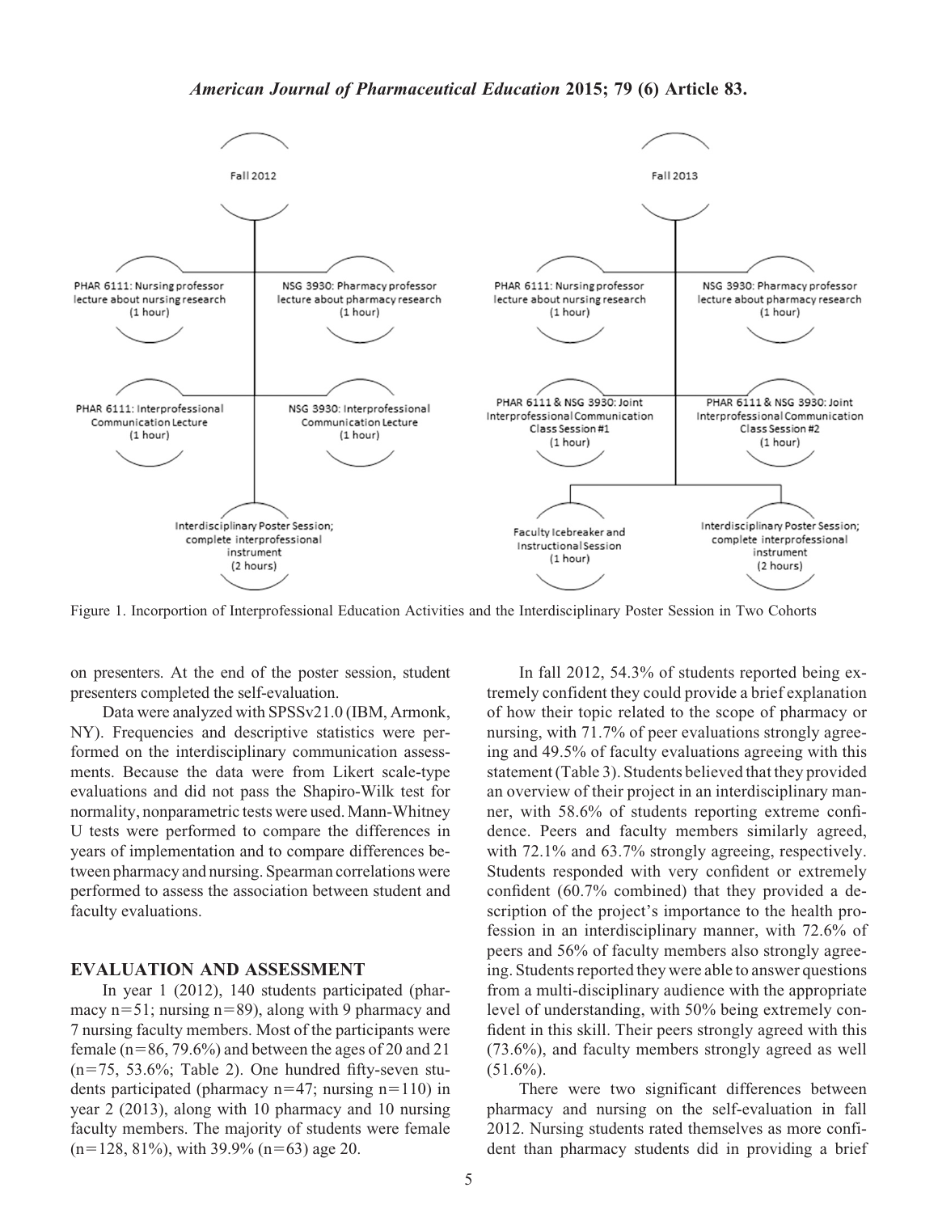Figure 1. Incorportion of Interprofessional Education Activities and the Interdisciplinary Poster Session in Two Cohorts

on presenters. At the end of the poster session, student presenters completed the self-evaluation.

Data were analyzed with SPSSv21.0 (IBM, Armonk, NY). Frequencies and descriptive statistics were performed on the interdisciplinary communication assessments. Because the data were from Likert scale-type evaluations and did not pass the Shapiro-Wilk test for normality, nonparametric tests were used. Mann-Whitney U tests were performed to compare the differences in years of implementation and to compare differences between pharmacy and nursing. Spearman correlations were performed to assess the association between student and faculty evaluations.

## EVALUATION AND ASSESSMENT

In year 1 (2012), 140 students participated (pharmacy n=51; nursing n=89), along with 9 pharmacy and 7 nursing faculty members. Most of the participants were female (n=86, 79.6%) and between the ages of 20 and 21 (n=75, 53.6%; Table 2). One hundred fifty-seven students participated (pharmacy n=47; nursing n=110) in year 2 (2013), along with 10 pharmacy and 10 nursing faculty members. The majority of students were female (n=128, 81%), with 39.9% (n=63) age 20.

In fall 2012, 54.3% of students reported being extremely confident they could provide a brief explanation of how their topic related to the scope of pharmacy or nursing, with 71.7% of peer evaluations strongly agreeing and 49.5% of faculty evaluations agreeing with this statement (Table 3). Students believed that they provided an overview of their project in an interdisciplinary manner, with 58.6% of students reporting extreme confidence. Peers and faculty members similarly agreed, with 72.1% and 63.7% strongly agreeing, respectively. Students responded with very confident or extremely confident (60.7% combined) that they provided a description of the project's importance to the health profession in an interdisciplinary manner, with 72.6% of peers and 56% of faculty members also strongly agreeing. Students reported they were able to answer questions from a multi-disciplinary audience with the appropriate level of understanding, with 50% being extremely confident in this skill. Their peers strongly agreed with this (73.6%), and faculty members strongly agreed as well (51.6%).

There were two significant differences between pharmacy and nursing on the self-evaluation in fall 2012. Nursing students rated themselves as more confident than pharmacy students did in providing a brief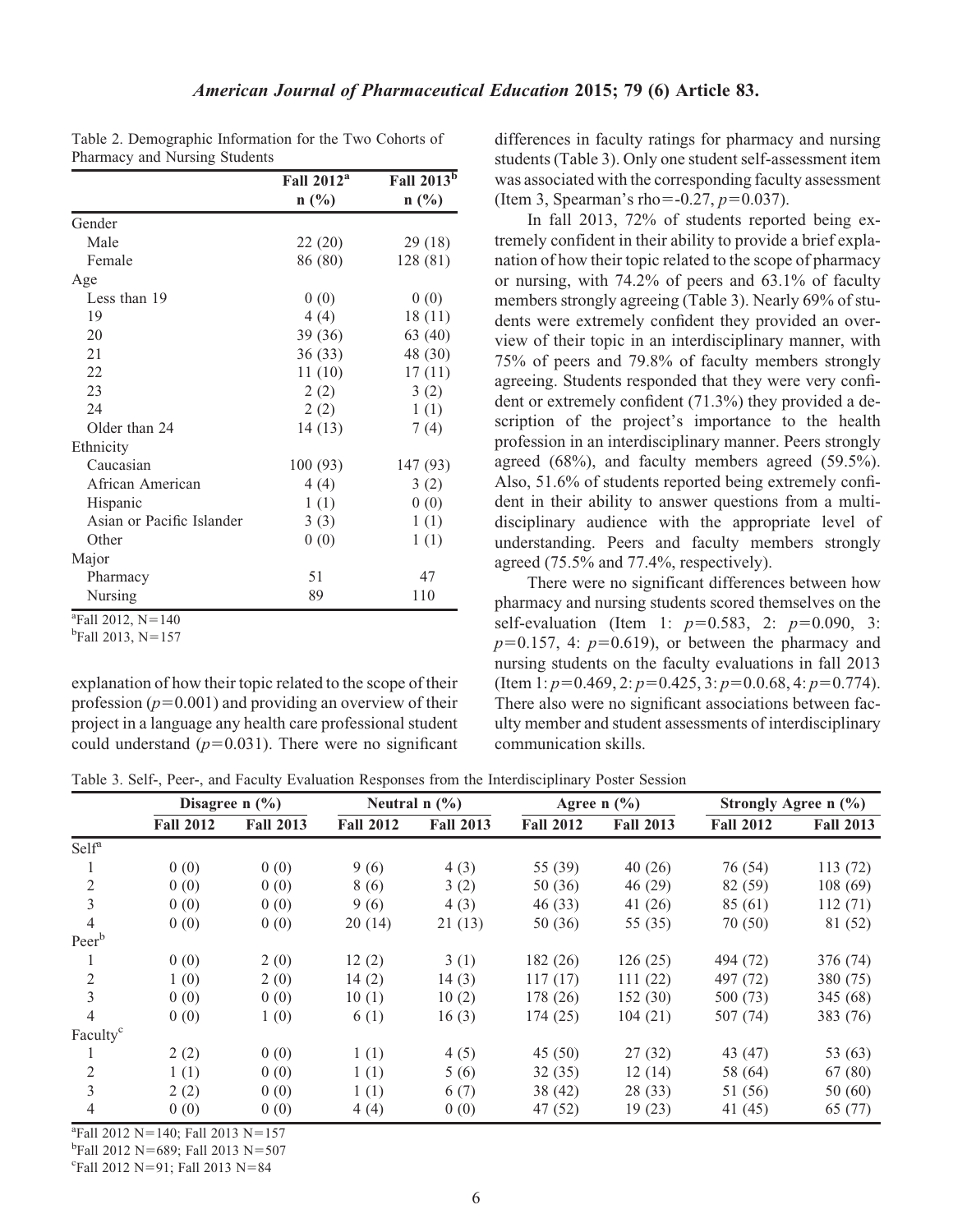Table 2. Demographic Information for the Two Cohorts of Pharmacy and Nursing Students

| | Fall 2012[a] n (%) | Fall 2013[b] n (%) |
|---|---|---|
| Gender | | |
| Male | 22 (20) | 29 (18) |
| Female | 86 (80) | 128 (81) |
| Age | | |
| Less than 19 | 0 (0) | 0 (0) |
| 19 | 4 (4) | 18 (11) |
| 20 | 39 (36) | 63 (40) |
| 21 | 36 (33) | 48 (30) |
| 22 | 11 (10) | 17 (11) |
| 23 | 2 (2) | 3 (2) |
| 24 | 2 (2) | 1 (1) |
| Older than 24 | 14 (13) | 7 (4) |
| Ethnicity | | |
| Caucasian | 100 (93) | 147 (93) |
| African American | 4 (4) | 3 (2) |
| Hispanic | 1 (1) | 0 (0) |
| Asian or Pacific Islander | 3 (3) | 1 (1) |
| Other | 0 (0) | 1 (1) |
| Major | | |
| Pharmacy | 51 | 47 |
| Nursing | 89 | 110 |

[a]Fall 2012, N=140
[b]Fall 2013, N=157

explanation of how their topic related to the scope of their profession ($p=0.001$) and providing an overview of their project in a language any health care professional student could understand ($p=0.031$). There were no significant differences in faculty ratings for pharmacy and nursing students (Table 3). Only one student self-assessment item was associated with the corresponding faculty assessment (Item 3, Spearman's rho=-0.27, $p=0.037$).

In fall 2013, 72% of students reported being extremely confident in their ability to provide a brief explanation of how their topic related to the scope of pharmacy or nursing, with 74.2% of peers and 63.1% of faculty members strongly agreeing (Table 3). Nearly 69% of students were extremely confident they provided an overview of their topic in an interdisciplinary manner, with 75% of peers and 79.8% of faculty members strongly agreeing. Students responded that they were very confident or extremely confident (71.3%) they provided a description of the project's importance to the health profession in an interdisciplinary manner. Peers strongly agreed (68%), and faculty members agreed (59.5%). Also, 51.6% of students reported being extremely confident in their ability to answer questions from a multidisciplinary audience with the appropriate level of understanding. Peers and faculty members strongly agreed (75.5% and 77.4%, respectively).

There were no significant differences between how pharmacy and nursing students scored themselves on the self-evaluation (Item 1: $p=0.583$, 2: $p=0.090$, 3: $p=0.157$, 4: $p=0.619$), or between the pharmacy and nursing students on the faculty evaluations in fall 2013 (Item 1: $p=0.469$, 2: $p=0.425$, 3: $p=0.0.68$, 4: $p=0.774$). There also were no significant associations between faculty member and student assessments of interdisciplinary communication skills.

Table 3. Self-, Peer-, and Faculty Evaluation Responses from the Interdisciplinary Poster Session

| | Disagree n (%) | | Neutral n (%) | | Agree n (%) | | Strongly Agree n (%) | |
|---|---|---|---|---|---|---|---|---|
| | Fall 2012 | Fall 2013 | Fall 2012 | Fall 2013 | Fall 2012 | Fall 2013 | Fall 2012 | Fall 2013 |
| Self[a] | | | | | | | | |
| 1 | 0 (0) | 0 (0) | 9 (6) | 4 (3) | 55 (39) | 40 (26) | 76 (54) | 113 (72) |
| 2 | 0 (0) | 0 (0) | 8 (6) | 3 (2) | 50 (36) | 46 (29) | 82 (59) | 108 (69) |
| 3 | 0 (0) | 0 (0) | 9 (6) | 4 (3) | 46 (33) | 41 (26) | 85 (61) | 112 (71) |
| 4 | 0 (0) | 0 (0) | 20 (14) | 21 (13) | 50 (36) | 55 (35) | 70 (50) | 81 (52) |
| Peer[b] | | | | | | | | |
| 1 | 0 (0) | 2 (0) | 12 (2) | 3 (1) | 182 (26) | 126 (25) | 494 (72) | 376 (74) |
| 2 | 1 (0) | 2 (0) | 14 (2) | 14 (3) | 117 (17) | 111 (22) | 497 (72) | 380 (75) |
| 3 | 0 (0) | 0 (0) | 10 (1) | 10 (2) | 178 (26) | 152 (30) | 500 (73) | 345 (68) |
| 4 | 0 (0) | 1 (0) | 6 (1) | 16 (3) | 174 (25) | 104 (21) | 507 (74) | 383 (76) |
| Faculty[c] | | | | | | | | |
| 1 | 2 (2) | 0 (0) | 1 (1) | 4 (5) | 45 (50) | 27 (32) | 43 (47) | 53 (63) |
| 2 | 1 (1) | 0 (0) | 1 (1) | 5 (6) | 32 (35) | 12 (14) | 58 (64) | 67 (80) |
| 3 | 2 (2) | 0 (0) | 1 (1) | 6 (7) | 38 (42) | 28 (33) | 51 (56) | 50 (60) |
| 4 | 0 (0) | 0 (0) | 4 (4) | 0 (0) | 47 (52) | 19 (23) | 41 (45) | 65 (77) |

[a]Fall 2012 N=140; Fall 2013 N=157
[b]Fall 2012 N=689; Fall 2013 N=507
[c]Fall 2012 N=91; Fall 2013 N=84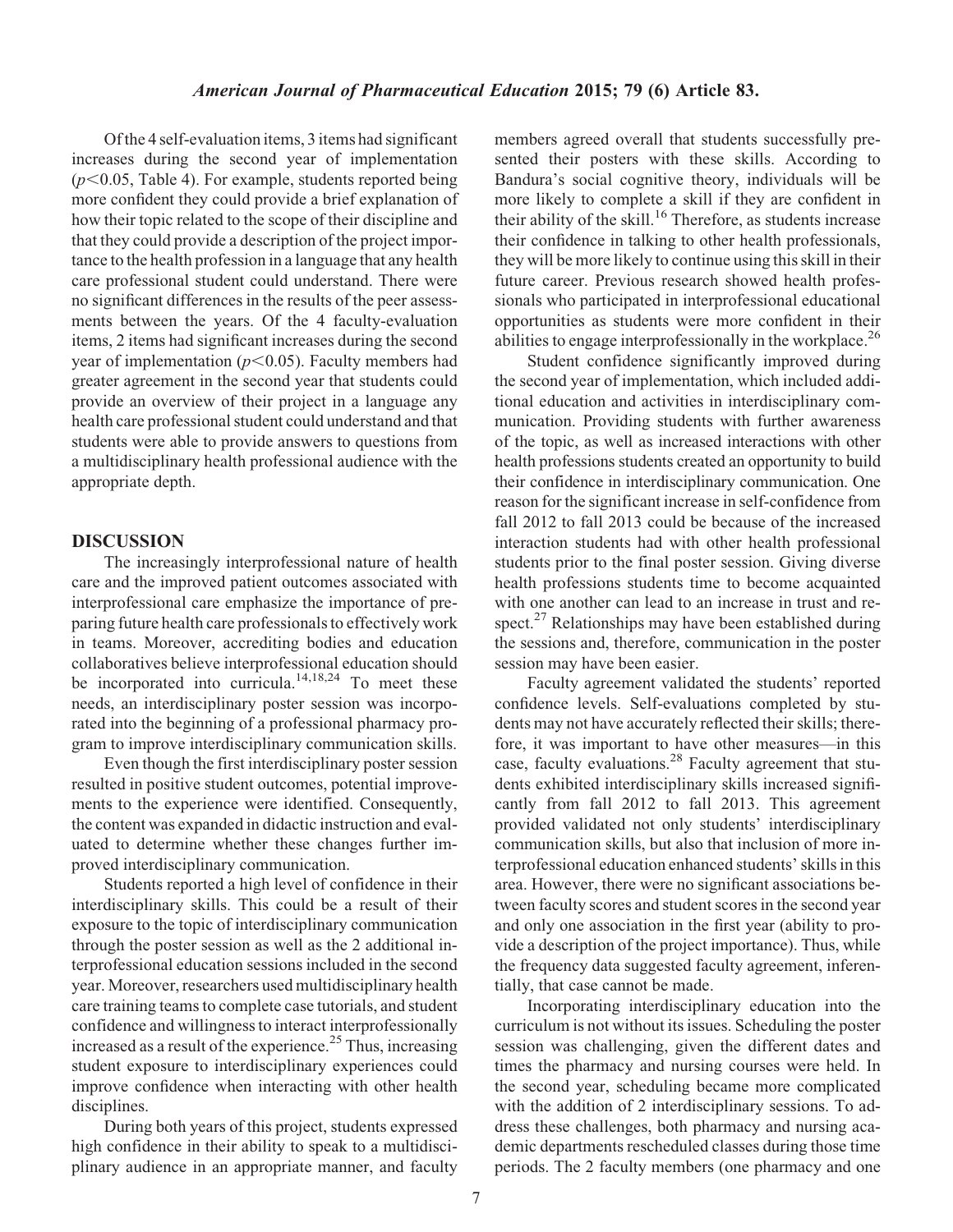Of the 4 self-evaluation items, 3 items had significant increases during the second year of implementation ($p<0.05$, Table 4). For example, students reported being more confident they could provide a brief explanation of how their topic related to the scope of their discipline and that they could provide a description of the project importance to the health profession in a language that any health care professional student could understand. There were no significant differences in the results of the peer assessments between the years. Of the 4 faculty-evaluation items, 2 items had significant increases during the second year of implementation ($p<0.05$). Faculty members had greater agreement in the second year that students could provide an overview of their project in a language any health care professional student could understand and that students were able to provide answers to questions from a multidisciplinary health professional audience with the appropriate depth.

## DISCUSSION

The increasingly interprofessional nature of health care and the improved patient outcomes associated with interprofessional care emphasize the importance of preparing future health care professionals to effectively work in teams. Moreover, accrediting bodies and education collaboratives believe interprofessional education should be incorporated into curricula.[14,18,24] To meet these needs, an interdisciplinary poster session was incorporated into the beginning of a professional pharmacy program to improve interdisciplinary communication skills.

Even though the first interdisciplinary poster session resulted in positive student outcomes, potential improvements to the experience were identified. Consequently, the content was expanded in didactic instruction and evaluated to determine whether these changes further improved interdisciplinary communication.

Students reported a high level of confidence in their interdisciplinary skills. This could be a result of their exposure to the topic of interdisciplinary communication through the poster session as well as the 2 additional interprofessional education sessions included in the second year. Moreover, researchers used multidisciplinary health care training teams to complete case tutorials, and student confidence and willingness to interact interprofessionally increased as a result of the experience.[25] Thus, increasing student exposure to interdisciplinary experiences could improve confidence when interacting with other health disciplines.

During both years of this project, students expressed high confidence in their ability to speak to a multidisciplinary audience in an appropriate manner, and faculty members agreed overall that students successfully presented their posters with these skills. According to Bandura's social cognitive theory, individuals will be more likely to complete a skill if they are confident in their ability of the skill.[16] Therefore, as students increase their confidence in talking to other health professionals, they will be more likely to continue using this skill in their future career. Previous research showed health professionals who participated in interprofessional educational opportunities as students were more confident in their abilities to engage interprofessionally in the workplace.[26]

Student confidence significantly improved during the second year of implementation, which included additional education and activities in interdisciplinary communication. Providing students with further awareness of the topic, as well as increased interactions with other health professions students created an opportunity to build their confidence in interdisciplinary communication. One reason for the significant increase in self-confidence from fall 2012 to fall 2013 could be because of the increased interaction students had with other health professional students prior to the final poster session. Giving diverse health professions students time to become acquainted with one another can lead to an increase in trust and respect.[27] Relationships may have been established during the sessions and, therefore, communication in the poster session may have been easier.

Faculty agreement validated the students' reported confidence levels. Self-evaluations completed by students may not have accurately reflected their skills; therefore, it was important to have other measures—in this case, faculty evaluations.[28] Faculty agreement that students exhibited interdisciplinary skills increased significantly from fall 2012 to fall 2013. This agreement provided validated not only students' interdisciplinary communication skills, but also that inclusion of more interprofessional education enhanced students' skills in this area. However, there were no significant associations between faculty scores and student scores in the second year and only one association in the first year (ability to provide a description of the project importance). Thus, while the frequency data suggested faculty agreement, inferentially, that case cannot be made.

Incorporating interdisciplinary education into the curriculum is not without its issues. Scheduling the poster session was challenging, given the different dates and times the pharmacy and nursing courses were held. In the second year, scheduling became more complicated with the addition of 2 interdisciplinary sessions. To address these challenges, both pharmacy and nursing academic departments rescheduled classes during those time periods. The 2 faculty members (one pharmacy and one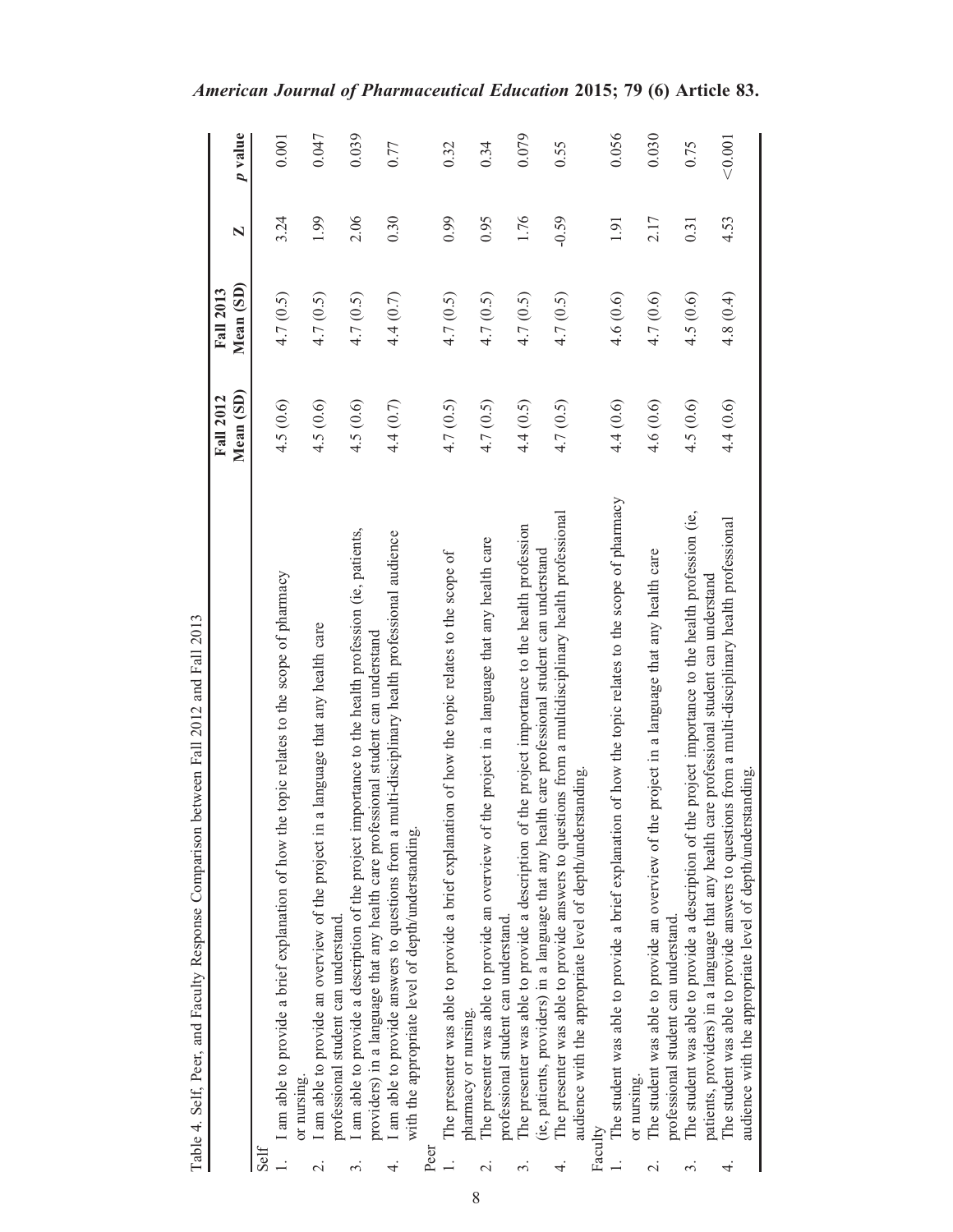Table 4. Self, Peer, and Faculty Response Comparison between Fall 2012 and Fall 2013

| | Fall 2012 Mean (SD) | Fall 2013 Mean (SD) | Z | p value |
|---|---|---|---|---|
| **Self** | | | | |
| 1. I am able to provide a brief explanation of how the topic relates to the scope of pharmacy or nursing. | 4.5 (0.6) | 4.7 (0.5) | 3.24 | 0.001 |
| 2. I am able to provide an overview of the project in a language that any health care professional student can understand. | 4.5 (0.6) | 4.7 (0.5) | 1.99 | 0.047 |
| 3. I am able to provide a description of the project importance to the health profession (ie, patients, providers) in a language that any health care professional student can understand | 4.5 (0.6) | 4.7 (0.5) | 2.06 | 0.039 |
| 4. I am able to provide answers to questions from a multi-disciplinary health professional audience with the appropriate level of depth/understanding. | 4.4 (0.7) | 4.4 (0.7) | 0.30 | 0.77 |
| **Peer** | | | | |
| 1. The presenter was able to provide a brief explanation of how the topic relates to the scope of pharmacy or nursing. | 4.7 (0.5) | 4.7 (0.5) | 0.99 | 0.32 |
| 2. The presenter was able to provide an overview of the project in a language that any health care professional student can understand. | 4.7 (0.5) | 4.7 (0.5) | 0.95 | 0.34 |
| 3. The presenter was able to provide a description of the project importance to the health profession (ie, patients, providers) in a language that any health care professional student can understand | 4.4 (0.5) | 4.7 (0.5) | 1.76 | 0.079 |
| 4. The presenter was able to provide answers to questions from a multidisciplinary health professional audience with the appropriate level of depth/understanding. | 4.7 (0.5) | 4.7 (0.5) | -0.59 | 0.55 |
| **Faculty** | | | | |
| 1. The student was able to provide a brief explanation of how the topic relates to the scope of pharmacy or nursing. | 4.4 (0.6) | 4.6 (0.6) | 1.91 | 0.056 |
| 2. The student was able to provide an overview of the project in a language that any health care professional student can understand. | 4.6 (0.6) | 4.7 (0.6) | 2.17 | 0.030 |
| 3. The student was able to provide a description of the project importance to the health profession (ie, patients, providers) in a language that any health care professional student can understand | 4.5 (0.6) | 4.5 (0.6) | 0.31 | 0.75 |
| 4. The student was able to provide answers to questions from a multi-disciplinary health professional audience with the appropriate level of depth/understanding. | 4.4 (0.6) | 4.8 (0.4) | 4.53 | <0.001 |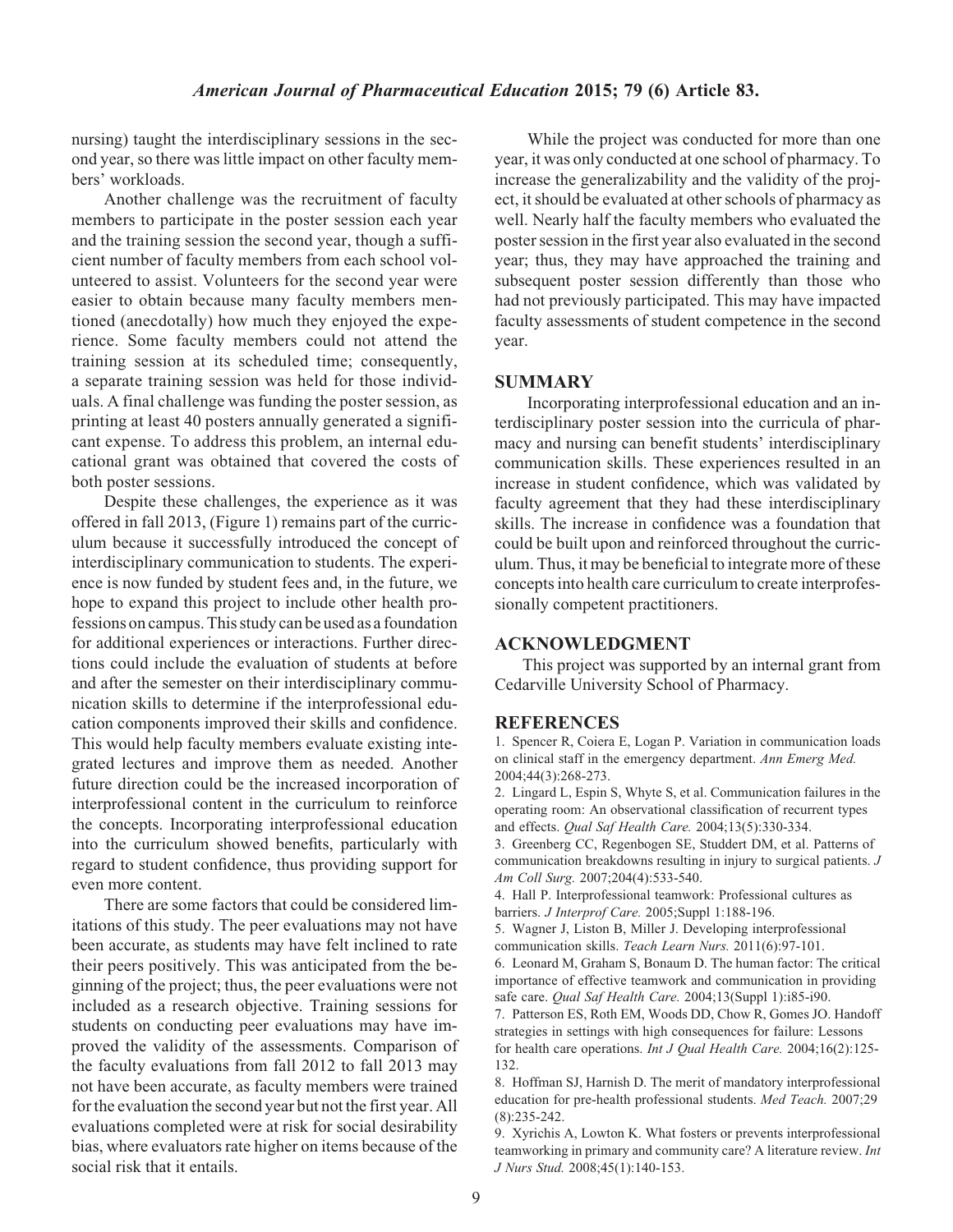nursing) taught the interdisciplinary sessions in the second year, so there was little impact on other faculty members' workloads.

Another challenge was the recruitment of faculty members to participate in the poster session each year and the training session the second year, though a sufficient number of faculty members from each school volunteered to assist. Volunteers for the second year were easier to obtain because many faculty members mentioned (anecdotally) how much they enjoyed the experience. Some faculty members could not attend the training session at its scheduled time; consequently, a separate training session was held for those individuals. A final challenge was funding the poster session, as printing at least 40 posters annually generated a significant expense. To address this problem, an internal educational grant was obtained that covered the costs of both poster sessions.

Despite these challenges, the experience as it was offered in fall 2013, (Figure 1) remains part of the curriculum because it successfully introduced the concept of interdisciplinary communication to students. The experience is now funded by student fees and, in the future, we hope to expand this project to include other health professions on campus. This study can be used as a foundation for additional experiences or interactions. Further directions could include the evaluation of students at before and after the semester on their interdisciplinary communication skills to determine if the interprofessional education components improved their skills and confidence. This would help faculty members evaluate existing integrated lectures and improve them as needed. Another future direction could be the increased incorporation of interprofessional content in the curriculum to reinforce the concepts. Incorporating interprofessional education into the curriculum showed benefits, particularly with regard to student confidence, thus providing support for even more content.

There are some factors that could be considered limitations of this study. The peer evaluations may not have been accurate, as students may have felt inclined to rate their peers positively. This was anticipated from the beginning of the project; thus, the peer evaluations were not included as a research objective. Training sessions for students on conducting peer evaluations may have improved the validity of the assessments. Comparison of the faculty evaluations from fall 2012 to fall 2013 may not have been accurate, as faculty members were trained for the evaluation the second year but not the first year. All evaluations completed were at risk for social desirability bias, where evaluators rate higher on items because of the social risk that it entails.

While the project was conducted for more than one year, it was only conducted at one school of pharmacy. To increase the generalizability and the validity of the project, it should be evaluated at other schools of pharmacy as well. Nearly half the faculty members who evaluated the poster session in the first year also evaluated in the second year; thus, they may have approached the training and subsequent poster session differently than those who had not previously participated. This may have impacted faculty assessments of student competence in the second year.

## SUMMARY

Incorporating interprofessional education and an interdisciplinary poster session into the curricula of pharmacy and nursing can benefit students' interdisciplinary communication skills. These experiences resulted in an increase in student confidence, which was validated by faculty agreement that they had these interdisciplinary skills. The increase in confidence was a foundation that could be built upon and reinforced throughout the curriculum. Thus, it may be beneficial to integrate more of these concepts into health care curriculum to create interprofessionally competent practitioners.

## ACKNOWLEDGMENT

This project was supported by an internal grant from Cedarville University School of Pharmacy.

## REFERENCES

1. Spencer R, Coiera E, Logan P. Variation in communication loads on clinical staff in the emergency department. *Ann Emerg Med.* 2004;44(3):268-273.
2. Lingard L, Espin S, Whyte S, et al. Communication failures in the operating room: An observational classification of recurrent types and effects. *Qual Saf Health Care.* 2004;13(5):330-334.
3. Greenberg CC, Regenbogen SE, Studdert DM, et al. Patterns of communication breakdowns resulting in injury to surgical patients. *J Am Coll Surg.* 2007;204(4):533-540.
4. Hall P. Interprofessional teamwork: Professional cultures as barriers. *J Interprof Care.* 2005;Suppl 1:188-196.
5. Wagner J, Liston B, Miller J. Developing interprofessional communication skills. *Teach Learn Nurs.* 2011(6):97-101.
6. Leonard M, Graham S, Bonaum D. The human factor: The critical importance of effective teamwork and communication in providing safe care. *Qual Saf Health Care.* 2004;13(Suppl 1):i85-i90.
7. Patterson ES, Roth EM, Woods DD, Chow R, Gomes JO. Handoff strategies in settings with high consequences for failure: Lessons for health care operations. *Int J Qual Health Care.* 2004;16(2):125-132.
8. Hoffman SJ, Harnish D. The merit of mandatory interprofessional education for pre-health professional students. *Med Teach.* 2007;29 (8):235-242.
9. Xyrichis A, Lowton K. What fosters or prevents interprofessional teamworking in primary and community care? A literature review. *Int J Nurs Stud.* 2008;45(1):140-153.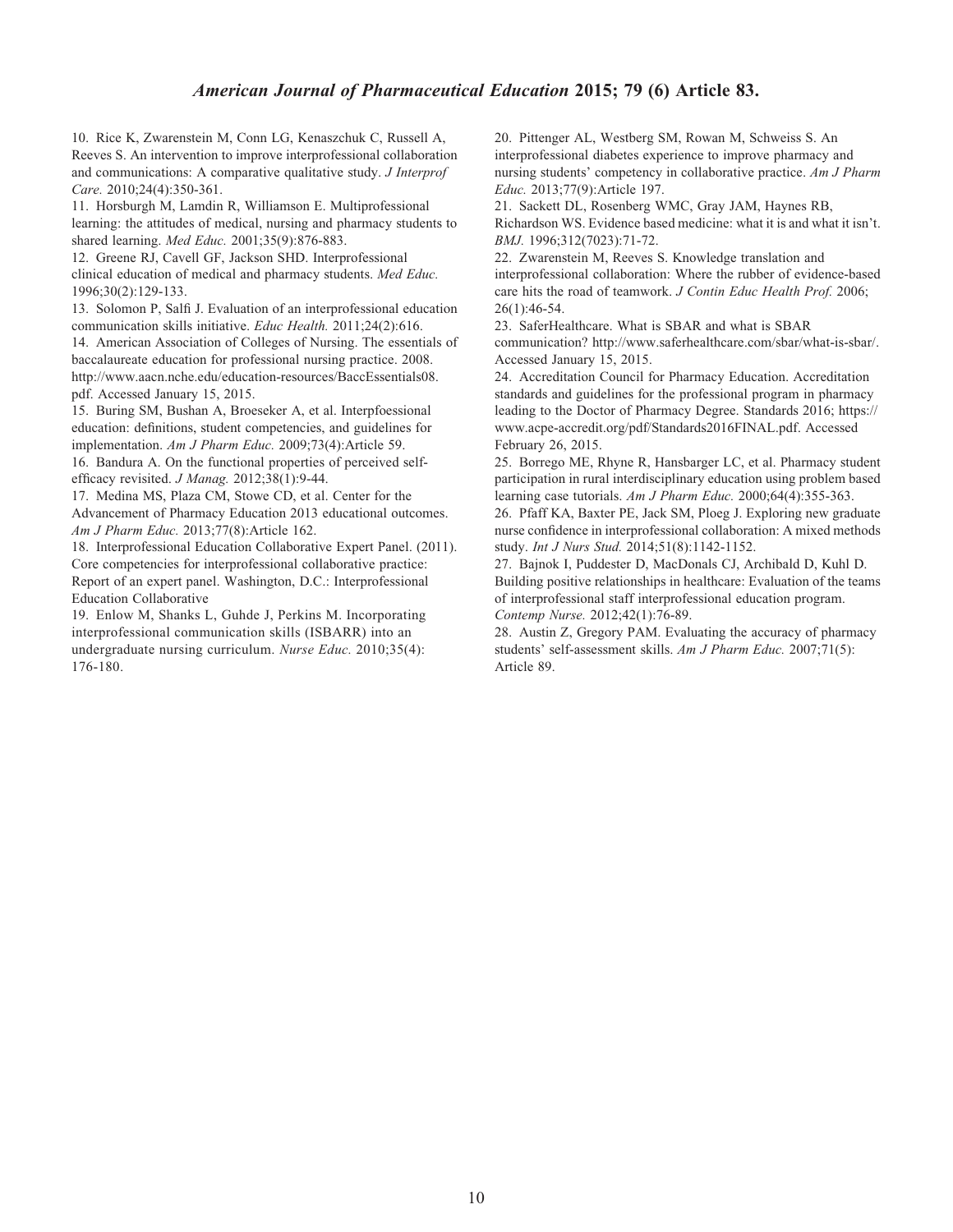10. Rice K, Zwarenstein M, Conn LG, Kenaszchuk C, Russell A, Reeves S. An intervention to improve interprofessional collaboration and communications: A comparative qualitative study. *J Interprof Care.* 2010;24(4):350-361.

11. Horsburgh M, Lamdin R, Williamson E. Multiprofessional learning: the attitudes of medical, nursing and pharmacy students to shared learning. *Med Educ.* 2001;35(9):876-883.

12. Greene RJ, Cavell GF, Jackson SHD. Interprofessional clinical education of medical and pharmacy students. *Med Educ.* 1996;30(2):129-133.

13. Solomon P, Salfi J. Evaluation of an interprofessional education communication skills initiative. *Educ Health.* 2011;24(2):616.

14. American Association of Colleges of Nursing. The essentials of baccalaureate education for professional nursing practice. 2008. http://www.aacn.nche.edu/education-resources/BaccEssentials08.pdf. Accessed January 15, 2015.

15. Buring SM, Bushan A, Broeseker A, et al. Interpfoessional education: definitions, student competencies, and guidelines for implementation. *Am J Pharm Educ.* 2009;73(4):Article 59.

16. Bandura A. On the functional properties of perceived self-efficacy revisited. *J Manag.* 2012;38(1):9-44.

17. Medina MS, Plaza CM, Stowe CD, et al. Center for the Advancement of Pharmacy Education 2013 educational outcomes. *Am J Pharm Educ.* 2013;77(8):Article 162.

18. Interprofessional Education Collaborative Expert Panel. (2011). Core competencies for interprofessional collaborative practice: Report of an expert panel. Washington, D.C.: Interprofessional Education Collaborative

19. Enlow M, Shanks L, Guhde J, Perkins M. Incorporating interprofessional communication skills (ISBARR) into an undergraduate nursing curriculum. *Nurse Educ.* 2010;35(4):176-180.

20. Pittenger AL, Westberg SM, Rowan M, Schweiss S. An interprofessional diabetes experience to improve pharmacy and nursing students' competency in collaborative practice. *Am J Pharm Educ.* 2013;77(9):Article 197.

21. Sackett DL, Rosenberg WMC, Gray JAM, Haynes RB, Richardson WS. Evidence based medicine: what it is and what it isn't. *BMJ.* 1996;312(7023):71-72.

22. Zwarenstein M, Reeves S. Knowledge translation and interprofessional collaboration: Where the rubber of evidence-based care hits the road of teamwork. *J Contin Educ Health Prof.* 2006; 26(1):46-54.

23. SaferHealthcare. What is SBAR and what is SBAR communication? http://www.saferhealthcare.com/sbar/what-is-sbar/. Accessed January 15, 2015.

24. Accreditation Council for Pharmacy Education. Accreditation standards and guidelines for the professional program in pharmacy leading to the Doctor of Pharmacy Degree. Standards 2016; https://www.acpe-accredit.org/pdf/Standards2016FINAL.pdf. Accessed February 26, 2015.

25. Borrego ME, Rhyne R, Hansbarger LC, et al. Pharmacy student participation in rural interdisciplinary education using problem based learning case tutorials. *Am J Pharm Educ.* 2000;64(4):355-363.

26. Pfaff KA, Baxter PE, Jack SM, Ploeg J. Exploring new graduate nurse confidence in interprofessional collaboration: A mixed methods study. *Int J Nurs Stud.* 2014;51(8):1142-1152.

27. Bajnok I, Puddester D, MacDonals CJ, Archibald D, Kuhl D. Building positive relationships in healthcare: Evaluation of the teams of interprofessional staff interprofessional education program. *Contemp Nurse.* 2012;42(1):76-89.

28. Austin Z, Gregory PAM. Evaluating the accuracy of pharmacy students' self-assessment skills. *Am J Pharm Educ.* 2007;71(5): Article 89.